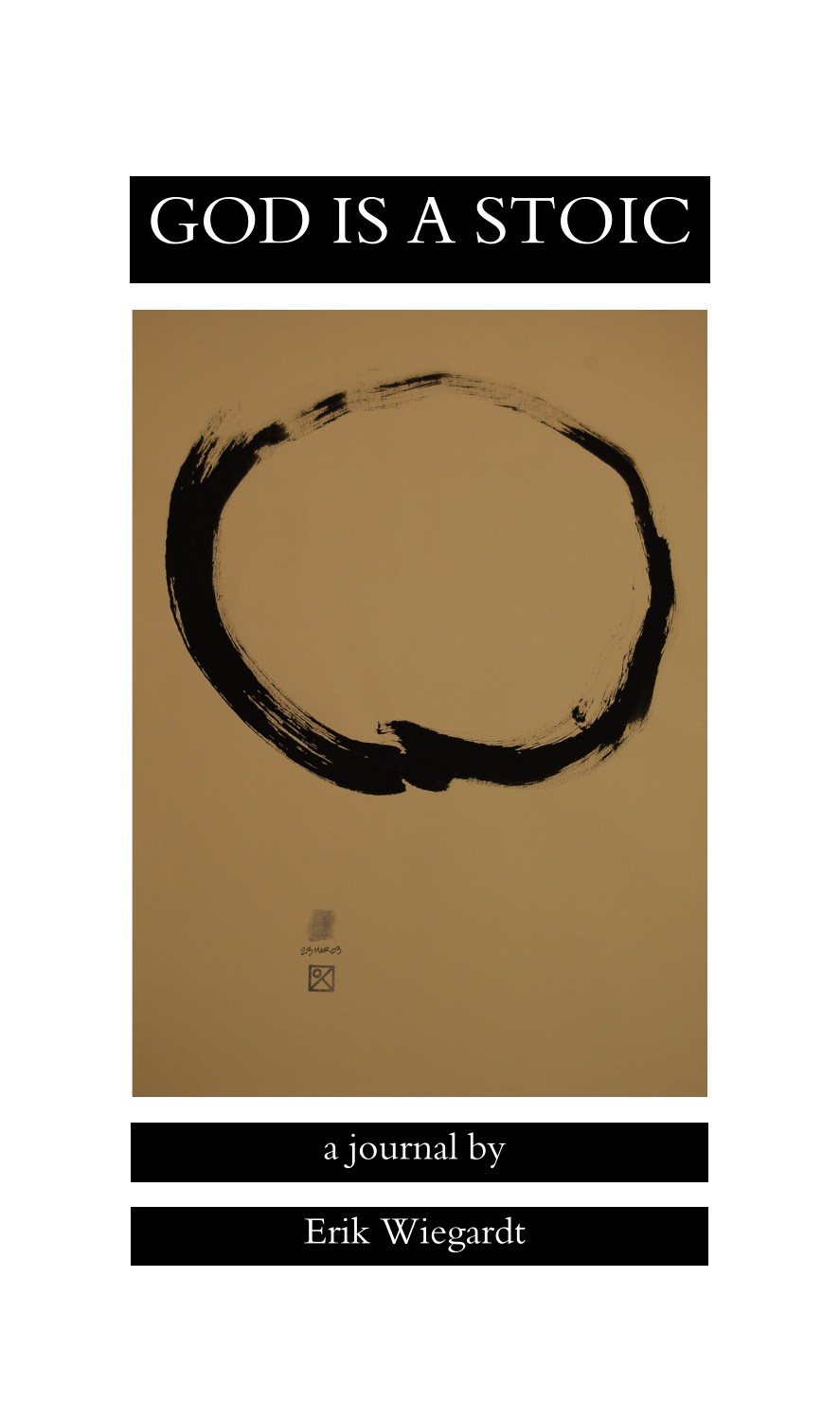# GOD IS A STOIC

a journal by

Erik Wiegardt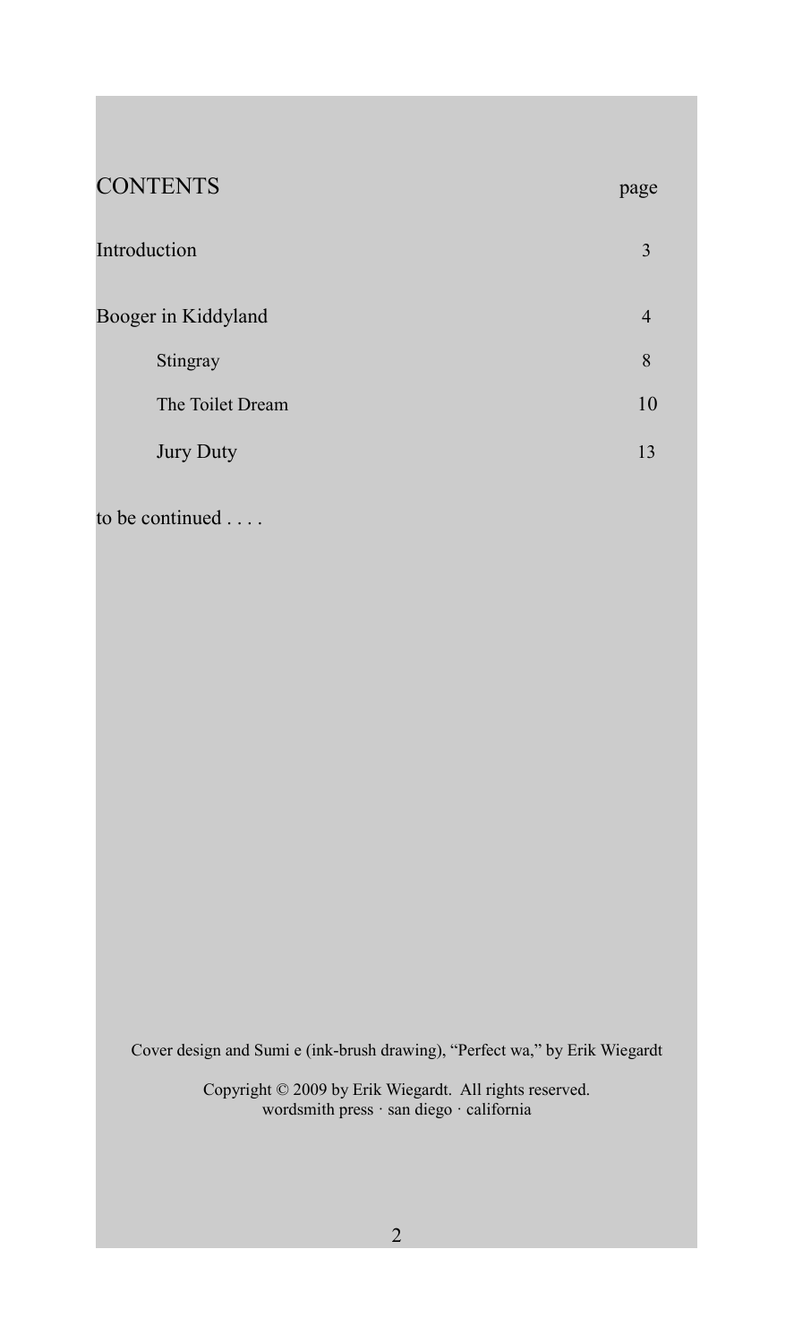# CONTENTS

| | page |
|---|---|
| Introduction | 3 |
| Booger in Kiddyland | 4 |
| Stingray | 8 |
| The Toilet Dream | 10 |
| Jury Duty | 13 |

to be continued . . . .

Cover design and Sumi e (ink-brush drawing), “Perfect wa,” by Erik Wiegardt

Copyright © 2009 by Erik Wiegardt. All rights reserved.
wordsmith press · san diego · california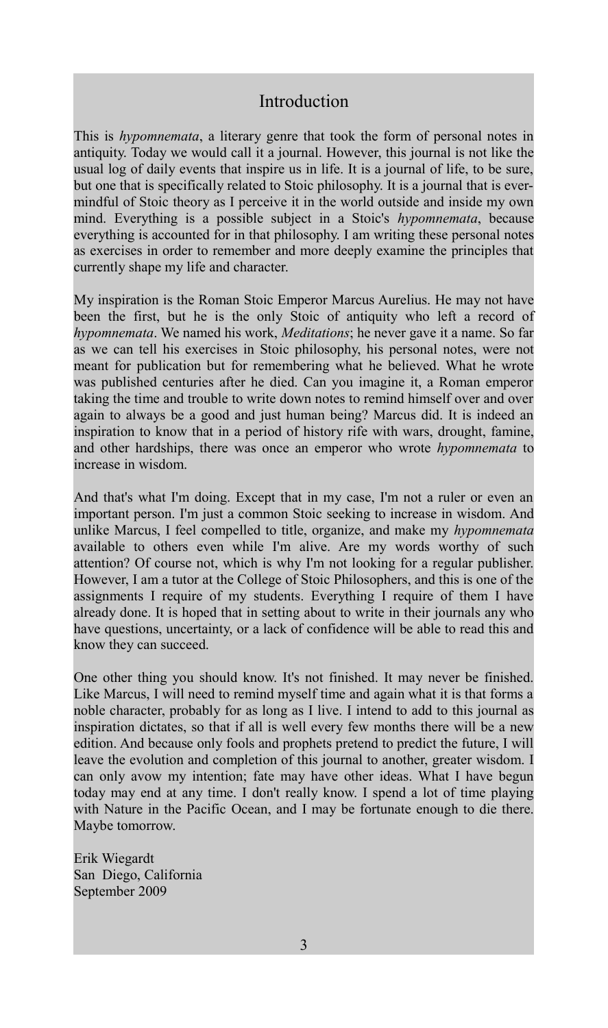# Introduction

This is *hypomnemata*, a literary genre that took the form of personal notes in antiquity. Today we would call it a journal. However, this journal is not like the usual log of daily events that inspire us in life. It is a journal of life, to be sure, but one that is specifically related to Stoic philosophy. It is a journal that is ever-mindful of Stoic theory as I perceive it in the world outside and inside my own mind. Everything is a possible subject in a Stoic's *hypomnemata*, because everything is accounted for in that philosophy. I am writing these personal notes as exercises in order to remember and more deeply examine the principles that currently shape my life and character.

My inspiration is the Roman Stoic Emperor Marcus Aurelius. He may not have been the first, but he is the only Stoic of antiquity who left a record of *hypomnemata*. We named his work, *Meditations*; he never gave it a name. So far as we can tell his exercises in Stoic philosophy, his personal notes, were not meant for publication but for remembering what he believed. What he wrote was published centuries after he died. Can you imagine it, a Roman emperor taking the time and trouble to write down notes to remind himself over and over again to always be a good and just human being? Marcus did. It is indeed an inspiration to know that in a period of history rife with wars, drought, famine, and other hardships, there was once an emperor who wrote *hypomnemata* to increase in wisdom.

And that's what I'm doing. Except that in my case, I'm not a ruler or even an important person. I'm just a common Stoic seeking to increase in wisdom. And unlike Marcus, I feel compelled to title, organize, and make my *hypomnemata* available to others even while I'm alive. Are my words worthy of such attention? Of course not, which is why I'm not looking for a regular publisher. However, I am a tutor at the College of Stoic Philosophers, and this is one of the assignments I require of my students. Everything I require of them I have already done. It is hoped that in setting about to write in their journals any who have questions, uncertainty, or a lack of confidence will be able to read this and know they can succeed.

One other thing you should know. It's not finished. It may never be finished. Like Marcus, I will need to remind myself time and again what it is that forms a noble character, probably for as long as I live. I intend to add to this journal as inspiration dictates, so that if all is well every few months there will be a new edition. And because only fools and prophets pretend to predict the future, I will leave the evolution and completion of this journal to another, greater wisdom. I can only avow my intention; fate may have other ideas. What I have begun today may end at any time. I don't really know. I spend a lot of time playing with Nature in the Pacific Ocean, and I may be fortunate enough to die there. Maybe tomorrow.

Erik Wiegardt
San Diego, California
September 2009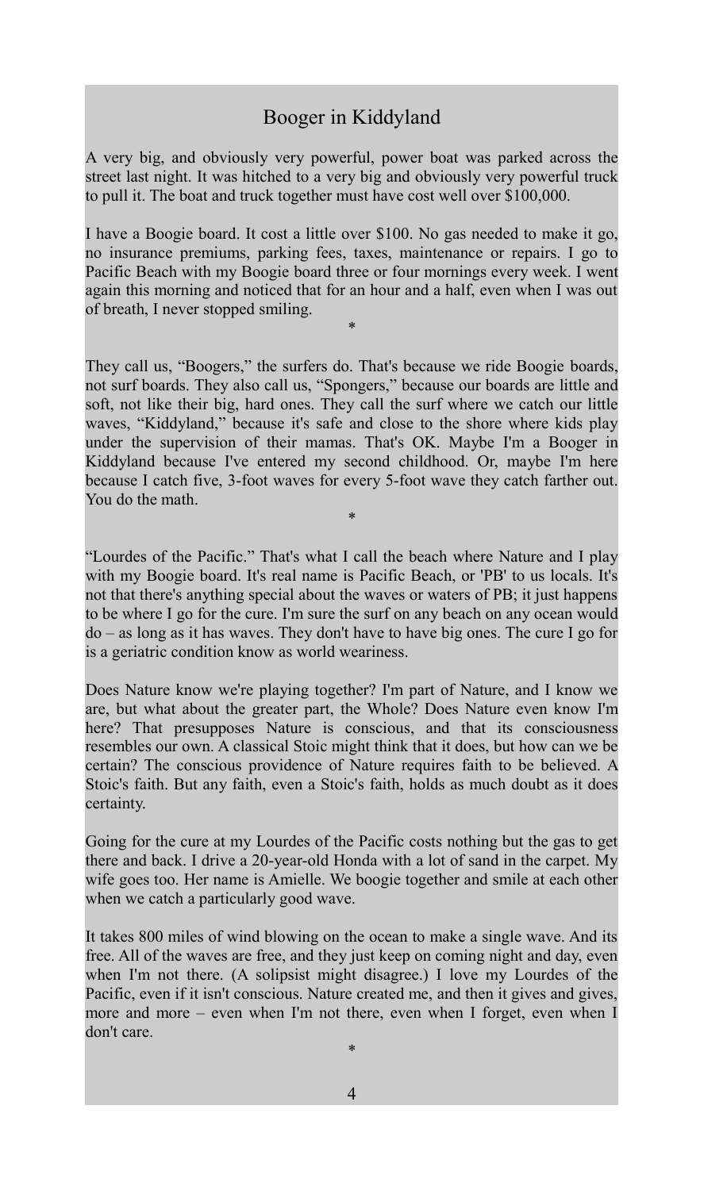# Booger in Kiddyland

A very big, and obviously very powerful, power boat was parked across the street last night. It was hitched to a very big and obviously very powerful truck to pull it. The boat and truck together must have cost well over $100,000.

I have a Boogie board. It cost a little over $100. No gas needed to make it go, no insurance premiums, parking fees, taxes, maintenance or repairs. I go to Pacific Beach with my Boogie board three or four mornings every week. I went again this morning and noticed that for an hour and a half, even when I was out of breath, I never stopped smiling.

*

They call us, "Boogers," the surfers do. That's because we ride Boogie boards, not surf boards. They also call us, "Spongers," because our boards are little and soft, not like their big, hard ones. They call the surf where we catch our little waves, "Kiddyland," because it's safe and close to the shore where kids play under the supervision of their mamas. That's OK. Maybe I'm a Booger in Kiddyland because I've entered my second childhood. Or, maybe I'm here because I catch five, 3-foot waves for every 5-foot wave they catch farther out. You do the math.

*

"Lourdes of the Pacific." That's what I call the beach where Nature and I play with my Boogie board. It's real name is Pacific Beach, or 'PB' to us locals. It's not that there's anything special about the waves or waters of PB; it just happens to be where I go for the cure. I'm sure the surf on any beach on any ocean would do – as long as it has waves. They don't have to have big ones. The cure I go for is a geriatric condition know as world weariness.

Does Nature know we're playing together? I'm part of Nature, and I know we are, but what about the greater part, the Whole? Does Nature even know I'm here? That presupposes Nature is conscious, and that its consciousness resembles our own. A classical Stoic might think that it does, but how can we be certain? The conscious providence of Nature requires faith to be believed. A Stoic's faith. But any faith, even a Stoic's faith, holds as much doubt as it does certainty.

Going for the cure at my Lourdes of the Pacific costs nothing but the gas to get there and back. I drive a 20-year-old Honda with a lot of sand in the carpet. My wife goes too. Her name is Amielle. We boogie together and smile at each other when we catch a particularly good wave.

It takes 800 miles of wind blowing on the ocean to make a single wave. And its free. All of the waves are free, and they just keep on coming night and day, even when I'm not there. (A solipsist might disagree.) I love my Lourdes of the Pacific, even if it isn't conscious. Nature created me, and then it gives and gives, more and more – even when I'm not there, even when I forget, even when I don't care.

*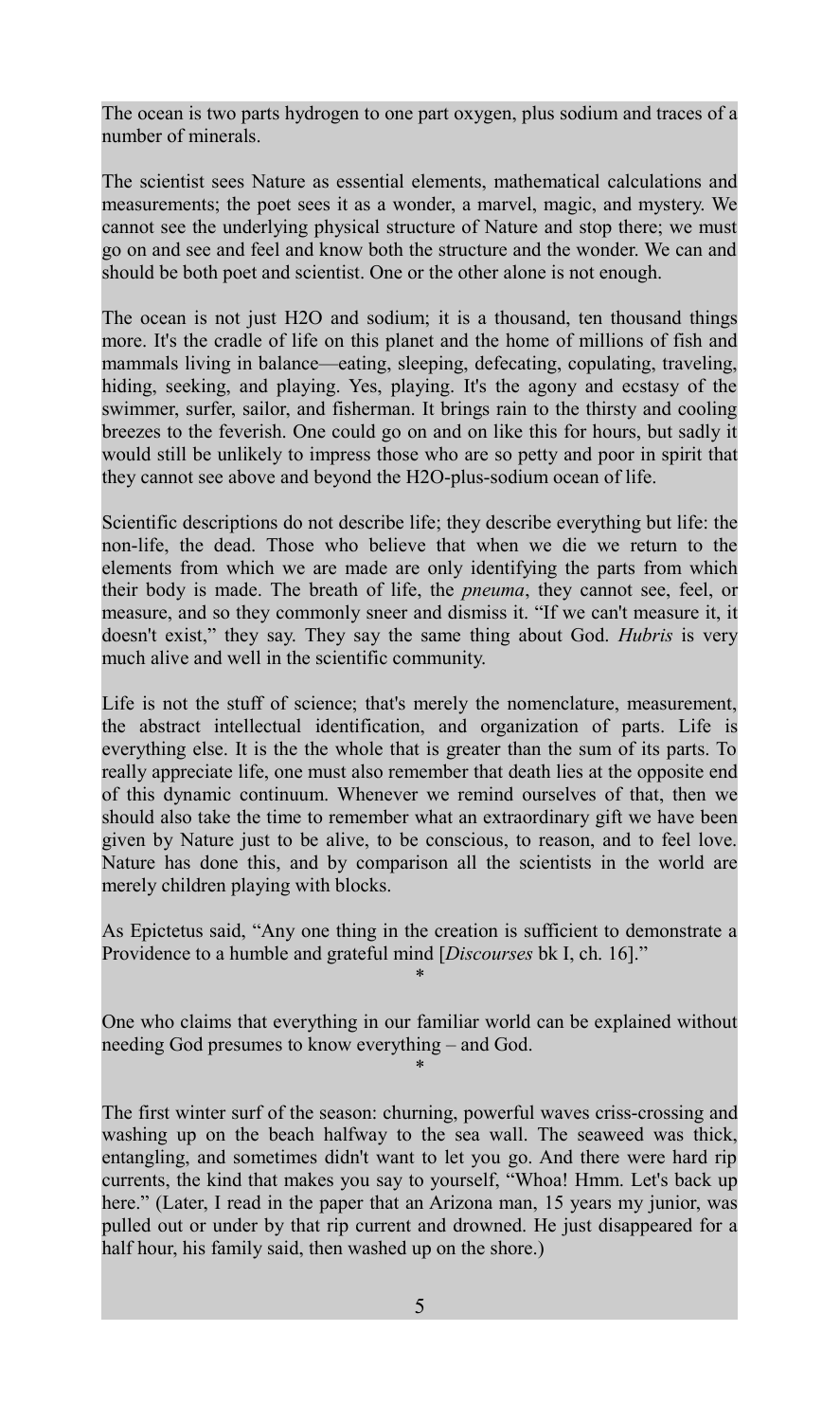The ocean is two parts hydrogen to one part oxygen, plus sodium and traces of a number of minerals.

The scientist sees Nature as essential elements, mathematical calculations and measurements; the poet sees it as a wonder, a marvel, magic, and mystery. We cannot see the underlying physical structure of Nature and stop there; we must go on and see and feel and know both the structure and the wonder. We can and should be both poet and scientist. One or the other alone is not enough.

The ocean is not just $H_2O$ and sodium; it is a thousand, ten thousand things more. It's the cradle of life on this planet and the home of millions of fish and mammals living in balance—eating, sleeping, defecating, copulating, traveling, hiding, seeking, and playing. Yes, playing. It's the agony and ecstasy of the swimmer, surfer, sailor, and fisherman. It brings rain to the thirsty and cooling breezes to the feverish. One could go on and on like this for hours, but sadly it would still be unlikely to impress those who are so petty and poor in spirit that they cannot see above and beyond the $H_2O$-plus-sodium ocean of life.

Scientific descriptions do not describe life; they describe everything but life: the non-life, the dead. Those who believe that when we die we return to the elements from which we are made are only identifying the parts from which their body is made. The breath of life, the *pneuma*, they cannot see, feel, or measure, and so they commonly sneer and dismiss it. "If we can't measure it, it doesn't exist," they say. They say the same thing about God. *Hubris* is very much alive and well in the scientific community.

Life is not the stuff of science; that's merely the nomenclature, measurement, the abstract intellectual identification, and organization of parts. Life is everything else. It is the the whole that is greater than the sum of its parts. To really appreciate life, one must also remember that death lies at the opposite end of this dynamic continuum. Whenever we remind ourselves of that, then we should also take the time to remember what an extraordinary gift we have been given by Nature just to be alive, to be conscious, to reason, and to feel love. Nature has done this, and by comparison all the scientists in the world are merely children playing with blocks.

As Epictetus said, "Any one thing in the creation is sufficient to demonstrate a Providence to a humble and grateful mind [*Discourses* bk I, ch. 16]."

*

One who claims that everything in our familiar world can be explained without needing God presumes to know everything – and God.

*

The first winter surf of the season: churning, powerful waves criss-crossing and washing up on the beach halfway to the sea wall. The seaweed was thick, entangling, and sometimes didn't want to let you go. And there were hard rip currents, the kind that makes you say to yourself, "Whoa! Hmm. Let's back up here." (Later, I read in the paper that an Arizona man, 15 years my junior, was pulled out or under by that rip current and drowned. He just disappeared for a half hour, his family said, then washed up on the shore.)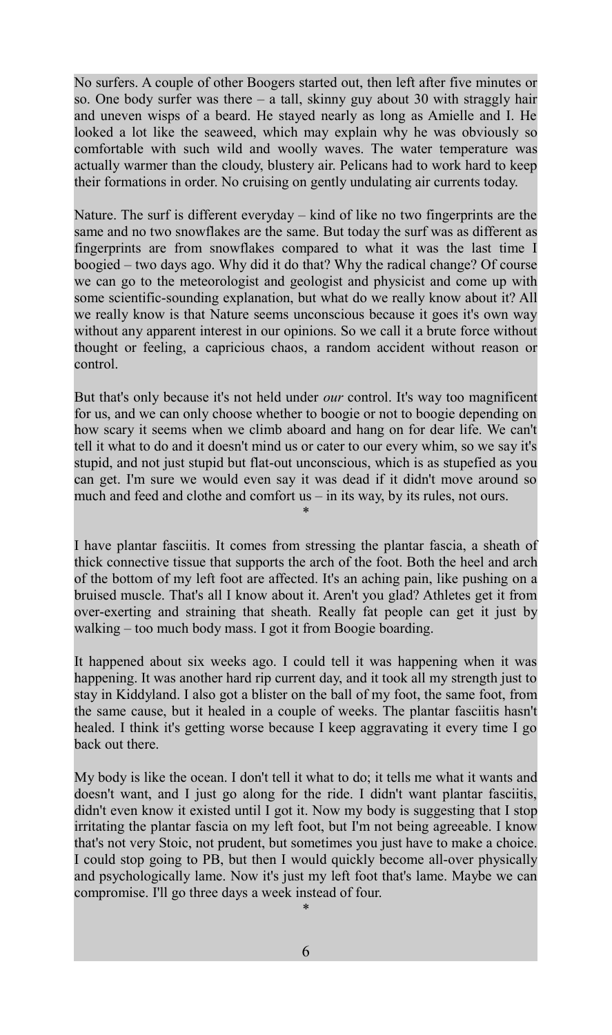No surfers. A couple of other Boogers started out, then left after five minutes or so. One body surfer was there – a tall, skinny guy about 30 with straggly hair and uneven wisps of a beard. He stayed nearly as long as Amielle and I. He looked a lot like the seaweed, which may explain why he was obviously so comfortable with such wild and woolly waves. The water temperature was actually warmer than the cloudy, blustery air. Pelicans had to work hard to keep their formations in order. No cruising on gently undulating air currents today.

Nature. The surf is different everyday – kind of like no two fingerprints are the same and no two snowflakes are the same. But today the surf was as different as fingerprints are from snowflakes compared to what it was the last time I boogied – two days ago. Why did it do that? Why the radical change? Of course we can go to the meteorologist and geologist and physicist and come up with some scientific-sounding explanation, but what do we really know about it? All we really know is that Nature seems unconscious because it goes it's own way without any apparent interest in our opinions. So we call it a brute force without thought or feeling, a capricious chaos, a random accident without reason or control.

But that's only because it's not held under *our* control. It's way too magnificent for us, and we can only choose whether to boogie or not to boogie depending on how scary it seems when we climb aboard and hang on for dear life. We can't tell it what to do and it doesn't mind us or cater to our every whim, so we say it's stupid, and not just stupid but flat-out unconscious, which is as stupefied as you can get. I'm sure we would even say it was dead if it didn't move around so much and feed and clothe and comfort us – in its way, by its rules, not ours.

*

I have plantar fasciitis. It comes from stressing the plantar fascia, a sheath of thick connective tissue that supports the arch of the foot. Both the heel and arch of the bottom of my left foot are affected. It's an aching pain, like pushing on a bruised muscle. That's all I know about it. Aren't you glad? Athletes get it from over-exerting and straining that sheath. Really fat people can get it just by walking – too much body mass. I got it from Boogie boarding.

It happened about six weeks ago. I could tell it was happening when it was happening. It was another hard rip current day, and it took all my strength just to stay in Kiddyland. I also got a blister on the ball of my foot, the same foot, from the same cause, but it healed in a couple of weeks. The plantar fasciitis hasn't healed. I think it's getting worse because I keep aggravating it every time I go back out there.

My body is like the ocean. I don't tell it what to do; it tells me what it wants and doesn't want, and I just go along for the ride. I didn't want plantar fasciitis, didn't even know it existed until I got it. Now my body is suggesting that I stop irritating the plantar fascia on my left foot, but I'm not being agreeable. I know that's not very Stoic, not prudent, but sometimes you just have to make a choice. I could stop going to PB, but then I would quickly become all-over physically and psychologically lame. Now it's just my left foot that's lame. Maybe we can compromise. I'll go three days a week instead of four.

*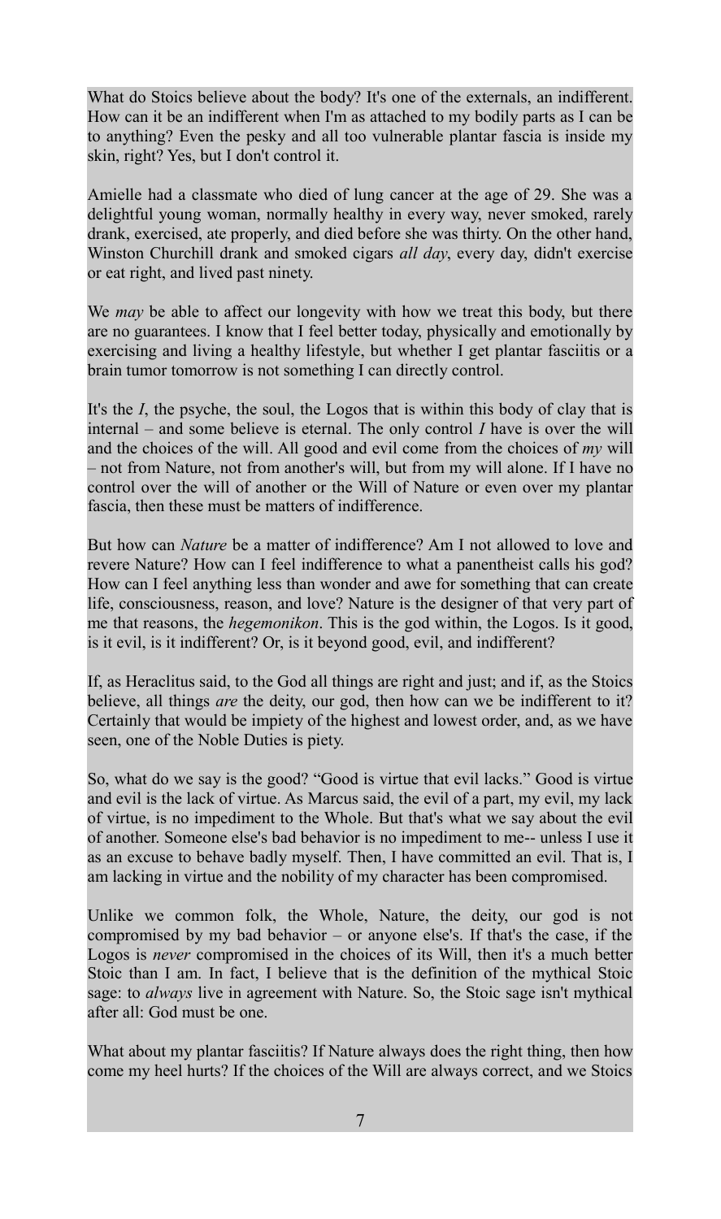What do Stoics believe about the body? It's one of the externals, an indifferent. How can it be an indifferent when I'm as attached to my bodily parts as I can be to anything? Even the pesky and all too vulnerable plantar fascia is inside my skin, right? Yes, but I don't control it.

Amielle had a classmate who died of lung cancer at the age of 29. She was a delightful young woman, normally healthy in every way, never smoked, rarely drank, exercised, ate properly, and died before she was thirty. On the other hand, Winston Churchill drank and smoked cigars *all day*, every day, didn't exercise or eat right, and lived past ninety.

We *may* be able to affect our longevity with how we treat this body, but there are no guarantees. I know that I feel better today, physically and emotionally by exercising and living a healthy lifestyle, but whether I get plantar fasciitis or a brain tumor tomorrow is not something I can directly control.

It's the *I*, the psyche, the soul, the Logos that is within this body of clay that is internal – and some believe is eternal. The only control *I* have is over the will and the choices of the will. All good and evil come from the choices of *my* will – not from Nature, not from another's will, but from my will alone. If I have no control over the will of another or the Will of Nature or even over my plantar fascia, then these must be matters of indifference.

But how can *Nature* be a matter of indifference? Am I not allowed to love and revere Nature? How can I feel indifference to what a panentheist calls his god? How can I feel anything less than wonder and awe for something that can create life, consciousness, reason, and love? Nature is the designer of that very part of me that reasons, the *hegemonikon*. This is the god within, the Logos. Is it good, is it evil, is it indifferent? Or, is it beyond good, evil, and indifferent?

If, as Heraclitus said, to the God all things are right and just; and if, as the Stoics believe, all things *are* the deity, our god, then how can we be indifferent to it? Certainly that would be impiety of the highest and lowest order, and, as we have seen, one of the Noble Duties is piety.

So, what do we say is the good? "Good is virtue that evil lacks." Good is virtue and evil is the lack of virtue. As Marcus said, the evil of a part, my evil, my lack of virtue, is no impediment to the Whole. But that's what we say about the evil of another. Someone else's bad behavior is no impediment to me-- unless I use it as an excuse to behave badly myself. Then, I have committed an evil. That is, I am lacking in virtue and the nobility of my character has been compromised.

Unlike we common folk, the Whole, Nature, the deity, our god is not compromised by my bad behavior – or anyone else's. If that's the case, if the Logos is *never* compromised in the choices of its Will, then it's a much better Stoic than I am. In fact, I believe that is the definition of the mythical Stoic sage: to *always* live in agreement with Nature. So, the Stoic sage isn't mythical after all: God must be one.

What about my plantar fasciitis? If Nature always does the right thing, then how come my heel hurts? If the choices of the Will are always correct, and we Stoics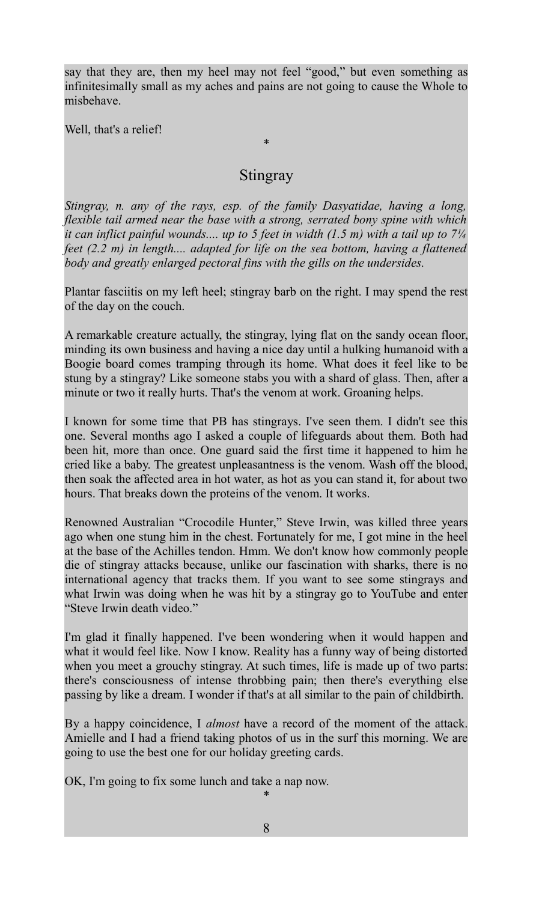say that they are, then my heel may not feel "good," but even something as infinitesimally small as my aches and pains are not going to cause the Whole to misbehave.

Well, that's a relief!

*

## Stingray

*Stingray, n. any of the rays, esp. of the family Dasyatidae, having a long, flexible tail armed near the base with a strong, serrated bony spine with which it can inflict painful wounds.... up to 5 feet in width (1.5 m) with a tail up to 7¼ feet (2.2 m) in length.... adapted for life on the sea bottom, having a flattened body and greatly enlarged pectoral fins with the gills on the undersides.*

Plantar fasciitis on my left heel; stingray barb on the right. I may spend the rest of the day on the couch.

A remarkable creature actually, the stingray, lying flat on the sandy ocean floor, minding its own business and having a nice day until a hulking humanoid with a Boogie board comes tramping through its home. What does it feel like to be stung by a stingray? Like someone stabs you with a shard of glass. Then, after a minute or two it really hurts. That's the venom at work. Groaning helps.

I known for some time that PB has stingrays. I've seen them. I didn't see this one. Several months ago I asked a couple of lifeguards about them. Both had been hit, more than once. One guard said the first time it happened to him he cried like a baby. The greatest unpleasantness is the venom. Wash off the blood, then soak the affected area in hot water, as hot as you can stand it, for about two hours. That breaks down the proteins of the venom. It works.

Renowned Australian "Crocodile Hunter," Steve Irwin, was killed three years ago when one stung him in the chest. Fortunately for me, I got mine in the heel at the base of the Achilles tendon. Hmm. We don't know how commonly people die of stingray attacks because, unlike our fascination with sharks, there is no international agency that tracks them. If you want to see some stingrays and what Irwin was doing when he was hit by a stingray go to YouTube and enter "Steve Irwin death video."

I'm glad it finally happened. I've been wondering when it would happen and what it would feel like. Now I know. Reality has a funny way of being distorted when you meet a grouchy stingray. At such times, life is made up of two parts: there's consciousness of intense throbbing pain; then there's everything else passing by like a dream. I wonder if that's at all similar to the pain of childbirth.

By a happy coincidence, I *almost* have a record of the moment of the attack. Amielle and I had a friend taking photos of us in the surf this morning. We are going to use the best one for our holiday greeting cards.

OK, I'm going to fix some lunch and take a nap now.

*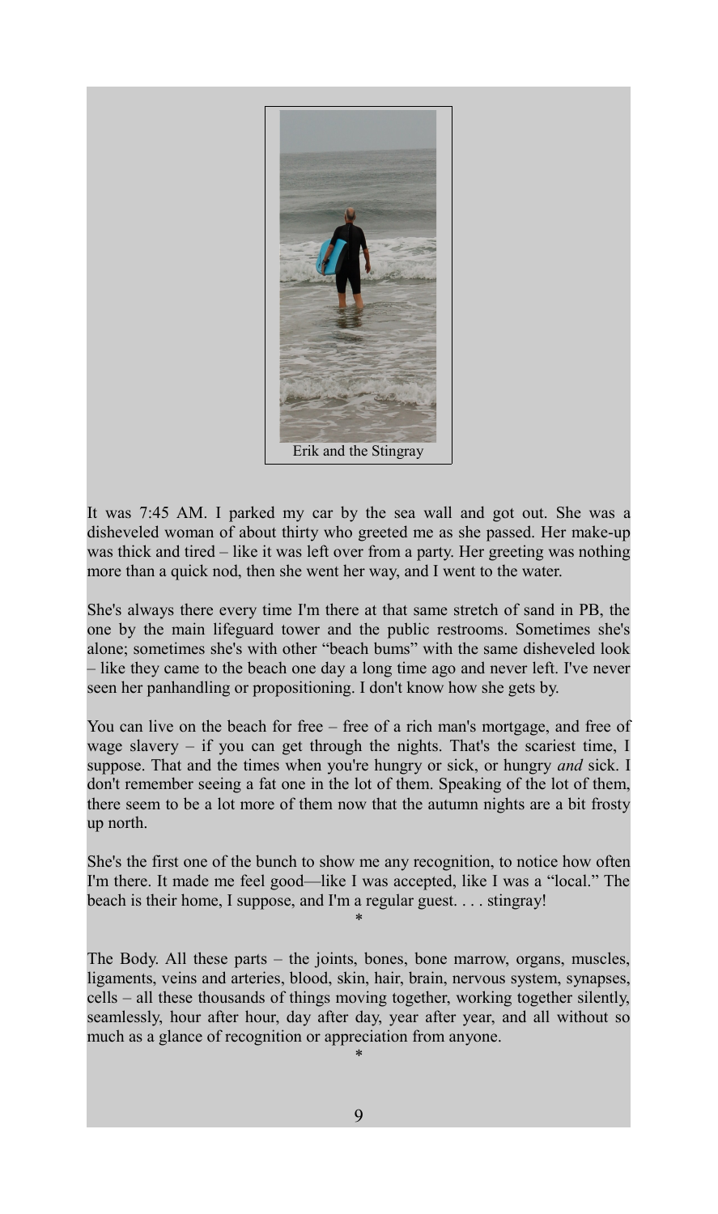Erik and the Stingray

It was 7:45 AM. I parked my car by the sea wall and got out. She was a disheveled woman of about thirty who greeted me as she passed. Her make-up was thick and tired – like it was left over from a party. Her greeting was nothing more than a quick nod, then she went her way, and I went to the water.

She's always there every time I'm there at that same stretch of sand in PB, the one by the main lifeguard tower and the public restrooms. Sometimes she's alone; sometimes she's with other "beach bums" with the same disheveled look – like they came to the beach one day a long time ago and never left. I've never seen her panhandling or propositioning. I don't know how she gets by.

You can live on the beach for free – free of a rich man's mortgage, and free of wage slavery – if you can get through the nights. That's the scariest time, I suppose. That and the times when you're hungry or sick, or hungry *and* sick. I don't remember seeing a fat one in the lot of them. Speaking of the lot of them, there seem to be a lot more of them now that the autumn nights are a bit frosty up north.

She's the first one of the bunch to show me any recognition, to notice how often I'm there. It made me feel good—like I was accepted, like I was a "local." The beach is their home, I suppose, and I'm a regular guest. . . . stingray!

*

The Body. All these parts – the joints, bones, bone marrow, organs, muscles, ligaments, veins and arteries, blood, skin, hair, brain, nervous system, synapses, cells – all these thousands of things moving together, working together silently, seamlessly, hour after hour, day after day, year after year, and all without so much as a glance of recognition or appreciation from anyone.

*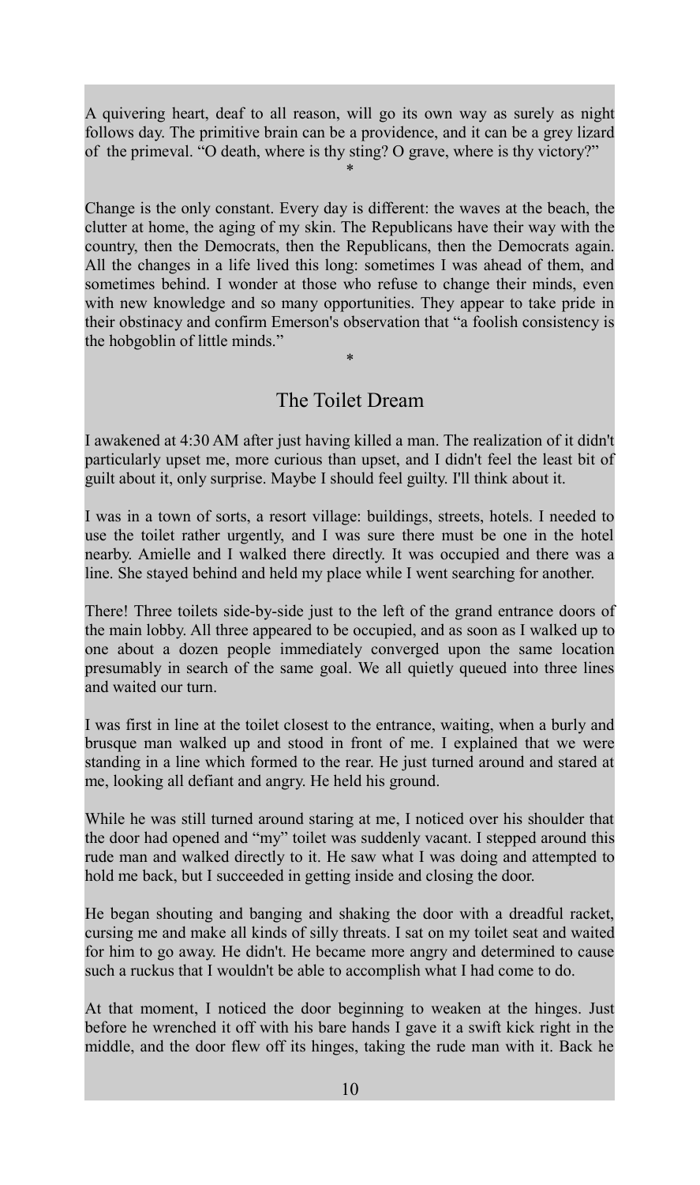A quivering heart, deaf to all reason, will go its own way as surely as night follows day. The primitive brain can be a providence, and it can be a grey lizard of the primeval. "O death, where is thy sting? O grave, where is thy victory?"

*

Change is the only constant. Every day is different: the waves at the beach, the clutter at home, the aging of my skin. The Republicans have their way with the country, then the Democrats, then the Republicans, then the Democrats again. All the changes in a life lived this long: sometimes I was ahead of them, and sometimes behind. I wonder at those who refuse to change their minds, even with new knowledge and so many opportunities. They appear to take pride in their obstinacy and confirm Emerson's observation that "a foolish consistency is the hobgoblin of little minds."

*

## The Toilet Dream

I awakened at 4:30 AM after just having killed a man. The realization of it didn't particularly upset me, more curious than upset, and I didn't feel the least bit of guilt about it, only surprise. Maybe I should feel guilty. I'll think about it.

I was in a town of sorts, a resort village: buildings, streets, hotels. I needed to use the toilet rather urgently, and I was sure there must be one in the hotel nearby. Amielle and I walked there directly. It was occupied and there was a line. She stayed behind and held my place while I went searching for another.

There! Three toilets side-by-side just to the left of the grand entrance doors of the main lobby. All three appeared to be occupied, and as soon as I walked up to one about a dozen people immediately converged upon the same location presumably in search of the same goal. We all quietly queued into three lines and waited our turn.

I was first in line at the toilet closest to the entrance, waiting, when a burly and brusque man walked up and stood in front of me. I explained that we were standing in a line which formed to the rear. He just turned around and stared at me, looking all defiant and angry. He held his ground.

While he was still turned around staring at me, I noticed over his shoulder that the door had opened and "my" toilet was suddenly vacant. I stepped around this rude man and walked directly to it. He saw what I was doing and attempted to hold me back, but I succeeded in getting inside and closing the door.

He began shouting and banging and shaking the door with a dreadful racket, cursing me and make all kinds of silly threats. I sat on my toilet seat and waited for him to go away. He didn't. He became more angry and determined to cause such a ruckus that I wouldn't be able to accomplish what I had come to do.

At that moment, I noticed the door beginning to weaken at the hinges. Just before he wrenched it off with his bare hands I gave it a swift kick right in the middle, and the door flew off its hinges, taking the rude man with it. Back he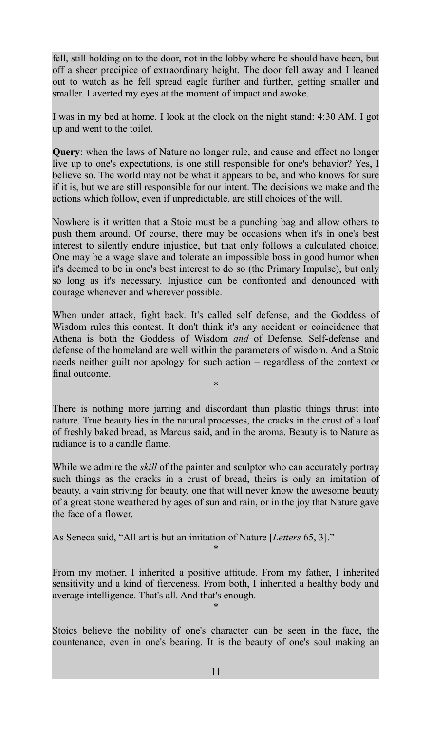fell, still holding on to the door, not in the lobby where he should have been, but off a sheer precipice of extraordinary height. The door fell away and I leaned out to watch as he fell spread eagle further and further, getting smaller and smaller. I averted my eyes at the moment of impact and awoke.

I was in my bed at home. I look at the clock on the night stand: 4:30 AM. I got up and went to the toilet.

**Query**: when the laws of Nature no longer rule, and cause and effect no longer live up to one's expectations, is one still responsible for one's behavior? Yes, I believe so. The world may not be what it appears to be, and who knows for sure if it is, but we are still responsible for our intent. The decisions we make and the actions which follow, even if unpredictable, are still choices of the will.

Nowhere is it written that a Stoic must be a punching bag and allow others to push them around. Of course, there may be occasions when it's in one's best interest to silently endure injustice, but that only follows a calculated choice. One may be a wage slave and tolerate an impossible boss in good humor when it's deemed to be in one's best interest to do so (the Primary Impulse), but only so long as it's necessary. Injustice can be confronted and denounced with courage whenever and wherever possible.

When under attack, fight back. It's called self defense, and the Goddess of Wisdom rules this contest. It don't think it's any accident or coincidence that Athena is both the Goddess of Wisdom *and* of Defense. Self-defense and defense of the homeland are well within the parameters of wisdom. And a Stoic needs neither guilt nor apology for such action – regardless of the context or final outcome.

*

There is nothing more jarring and discordant than plastic things thrust into nature. True beauty lies in the natural processes, the cracks in the crust of a loaf of freshly baked bread, as Marcus said, and in the aroma. Beauty is to Nature as radiance is to a candle flame.

While we admire the *skill* of the painter and sculptor who can accurately portray such things as the cracks in a crust of bread, theirs is only an imitation of beauty, a vain striving for beauty, one that will never know the awesome beauty of a great stone weathered by ages of sun and rain, or in the joy that Nature gave the face of a flower.

As Seneca said, "All art is but an imitation of Nature [*Letters* 65, 3]."

*

From my mother, I inherited a positive attitude. From my father, I inherited sensitivity and a kind of fierceness. From both, I inherited a healthy body and average intelligence. That's all. And that's enough.

*

Stoics believe the nobility of one's character can be seen in the face, the countenance, even in one's bearing. It is the beauty of one's soul making an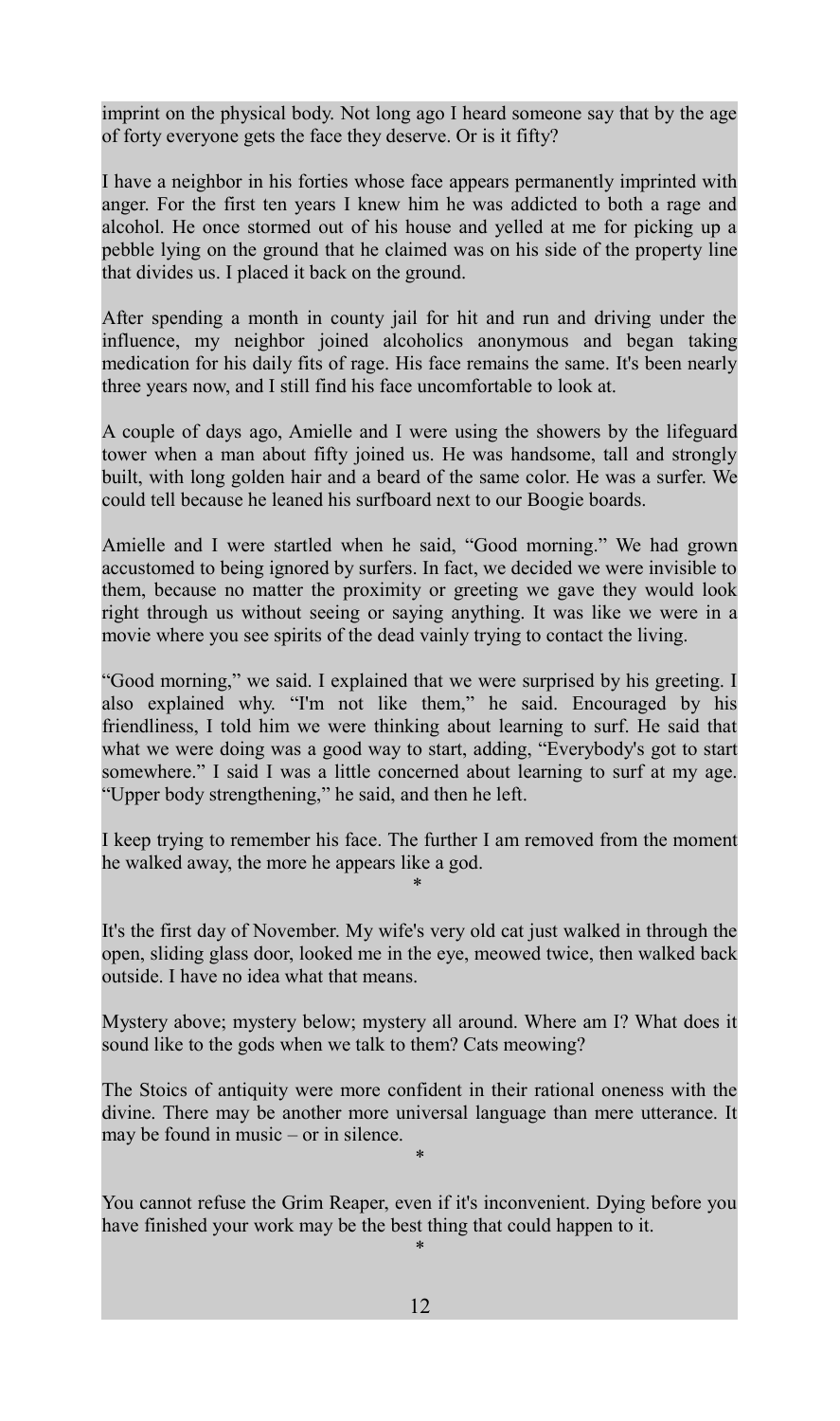imprint on the physical body. Not long ago I heard someone say that by the age of forty everyone gets the face they deserve. Or is it fifty?

I have a neighbor in his forties whose face appears permanently imprinted with anger. For the first ten years I knew him he was addicted to both a rage and alcohol. He once stormed out of his house and yelled at me for picking up a pebble lying on the ground that he claimed was on his side of the property line that divides us. I placed it back on the ground.

After spending a month in county jail for hit and run and driving under the influence, my neighbor joined alcoholics anonymous and began taking medication for his daily fits of rage. His face remains the same. It's been nearly three years now, and I still find his face uncomfortable to look at.

A couple of days ago, Amielle and I were using the showers by the lifeguard tower when a man about fifty joined us. He was handsome, tall and strongly built, with long golden hair and a beard of the same color. He was a surfer. We could tell because he leaned his surfboard next to our Boogie boards.

Amielle and I were startled when he said, "Good morning." We had grown accustomed to being ignored by surfers. In fact, we decided we were invisible to them, because no matter the proximity or greeting we gave they would look right through us without seeing or saying anything. It was like we were in a movie where you see spirits of the dead vainly trying to contact the living.

"Good morning," we said. I explained that we were surprised by his greeting. I also explained why. "I'm not like them," he said. Encouraged by his friendliness, I told him we were thinking about learning to surf. He said that what we were doing was a good way to start, adding, "Everybody's got to start somewhere." I said I was a little concerned about learning to surf at my age. "Upper body strengthening," he said, and then he left.

I keep trying to remember his face. The further I am removed from the moment he walked away, the more he appears like a god.

*

It's the first day of November. My wife's very old cat just walked in through the open, sliding glass door, looked me in the eye, meowed twice, then walked back outside. I have no idea what that means.

Mystery above; mystery below; mystery all around. Where am I? What does it sound like to the gods when we talk to them? Cats meowing?

The Stoics of antiquity were more confident in their rational oneness with the divine. There may be another more universal language than mere utterance. It may be found in music – or in silence.

*

You cannot refuse the Grim Reaper, even if it's inconvenient. Dying before you have finished your work may be the best thing that could happen to it.

*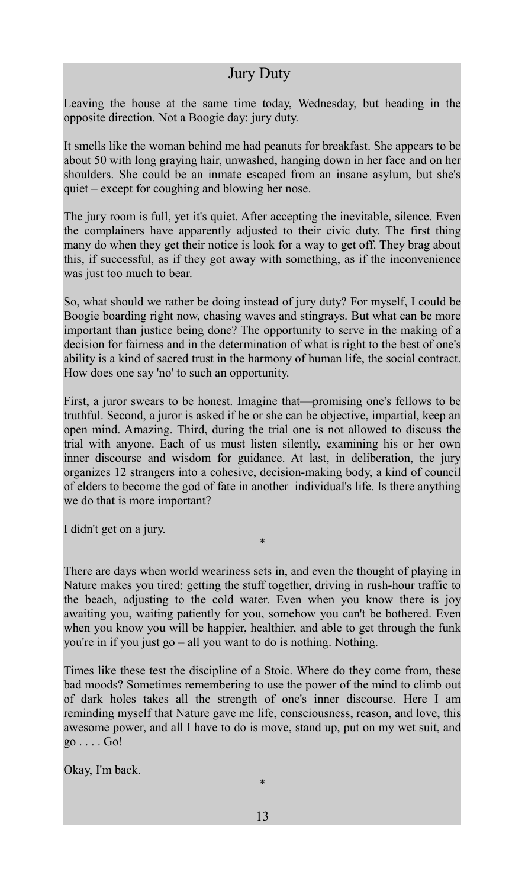# Jury Duty

Leaving the house at the same time today, Wednesday, but heading in the opposite direction. Not a Boogie day: jury duty.

It smells like the woman behind me had peanuts for breakfast. She appears to be about 50 with long graying hair, unwashed, hanging down in her face and on her shoulders. She could be an inmate escaped from an insane asylum, but she's quiet – except for coughing and blowing her nose.

The jury room is full, yet it's quiet. After accepting the inevitable, silence. Even the complainers have apparently adjusted to their civic duty. The first thing many do when they get their notice is look for a way to get off. They brag about this, if successful, as if they got away with something, as if the inconvenience was just too much to bear.

So, what should we rather be doing instead of jury duty? For myself, I could be Boogie boarding right now, chasing waves and stingrays. But what can be more important than justice being done? The opportunity to serve in the making of a decision for fairness and in the determination of what is right to the best of one's ability is a kind of sacred trust in the harmony of human life, the social contract. How does one say 'no' to such an opportunity.

First, a juror swears to be honest. Imagine that—promising one's fellows to be truthful. Second, a juror is asked if he or she can be objective, impartial, keep an open mind. Amazing. Third, during the trial one is not allowed to discuss the trial with anyone. Each of us must listen silently, examining his or her own inner discourse and wisdom for guidance. At last, in deliberation, the jury organizes 12 strangers into a cohesive, decision-making body, a kind of council of elders to become the god of fate in another individual's life. Is there anything we do that is more important?

I didn't get on a jury.

*

There are days when world weariness sets in, and even the thought of playing in Nature makes you tired: getting the stuff together, driving in rush-hour traffic to the beach, adjusting to the cold water. Even when you know there is joy awaiting you, waiting patiently for you, somehow you can't be bothered. Even when you know you will be happier, healthier, and able to get through the funk you're in if you just go – all you want to do is nothing. Nothing.

Times like these test the discipline of a Stoic. Where do they come from, these bad moods? Sometimes remembering to use the power of the mind to climb out of dark holes takes all the strength of one's inner discourse. Here I am reminding myself that Nature gave me life, consciousness, reason, and love, this awesome power, and all I have to do is move, stand up, put on my wet suit, and go . . . . Go!

Okay, I'm back.

*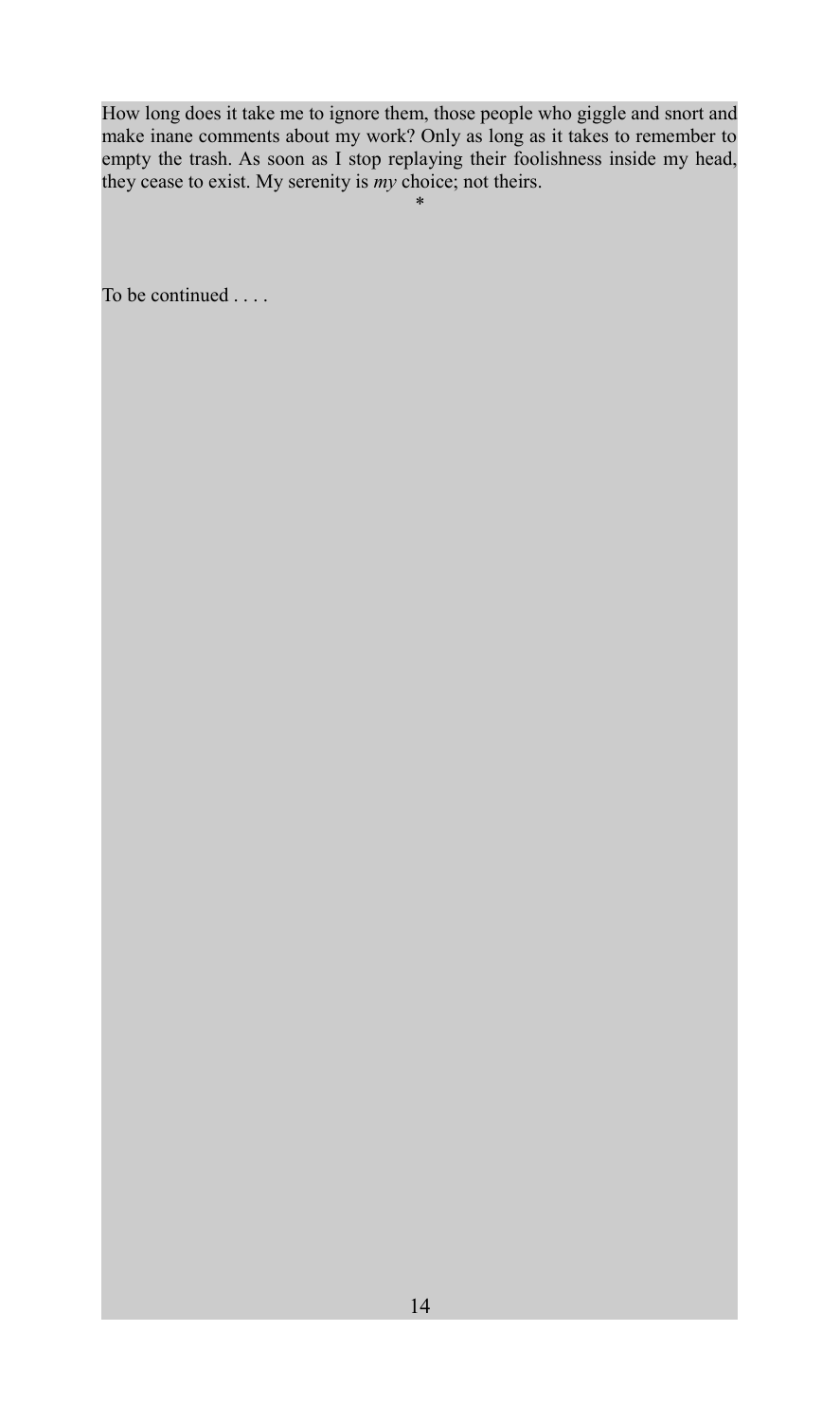How long does it take me to ignore them, those people who giggle and snort and make inane comments about my work? Only as long as it takes to remember to empty the trash. As soon as I stop replaying their foolishness inside my head, they cease to exist. My serenity is *my* choice; not theirs.

*

To be continued . . . .